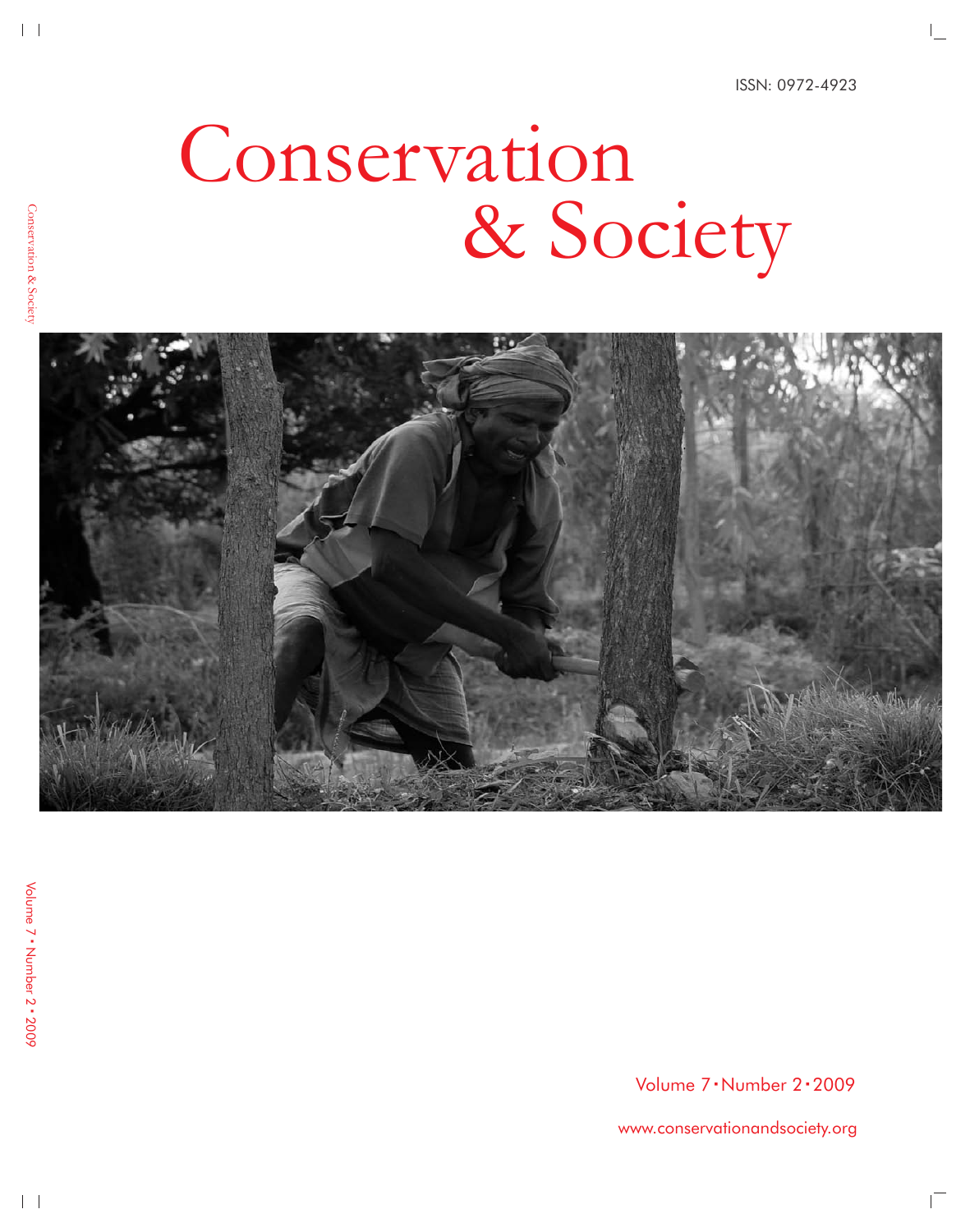ISSN: 0972-4923

# Conservation & Society

Volume 7 • Number 2 • 2009

www.conservationandsociety.org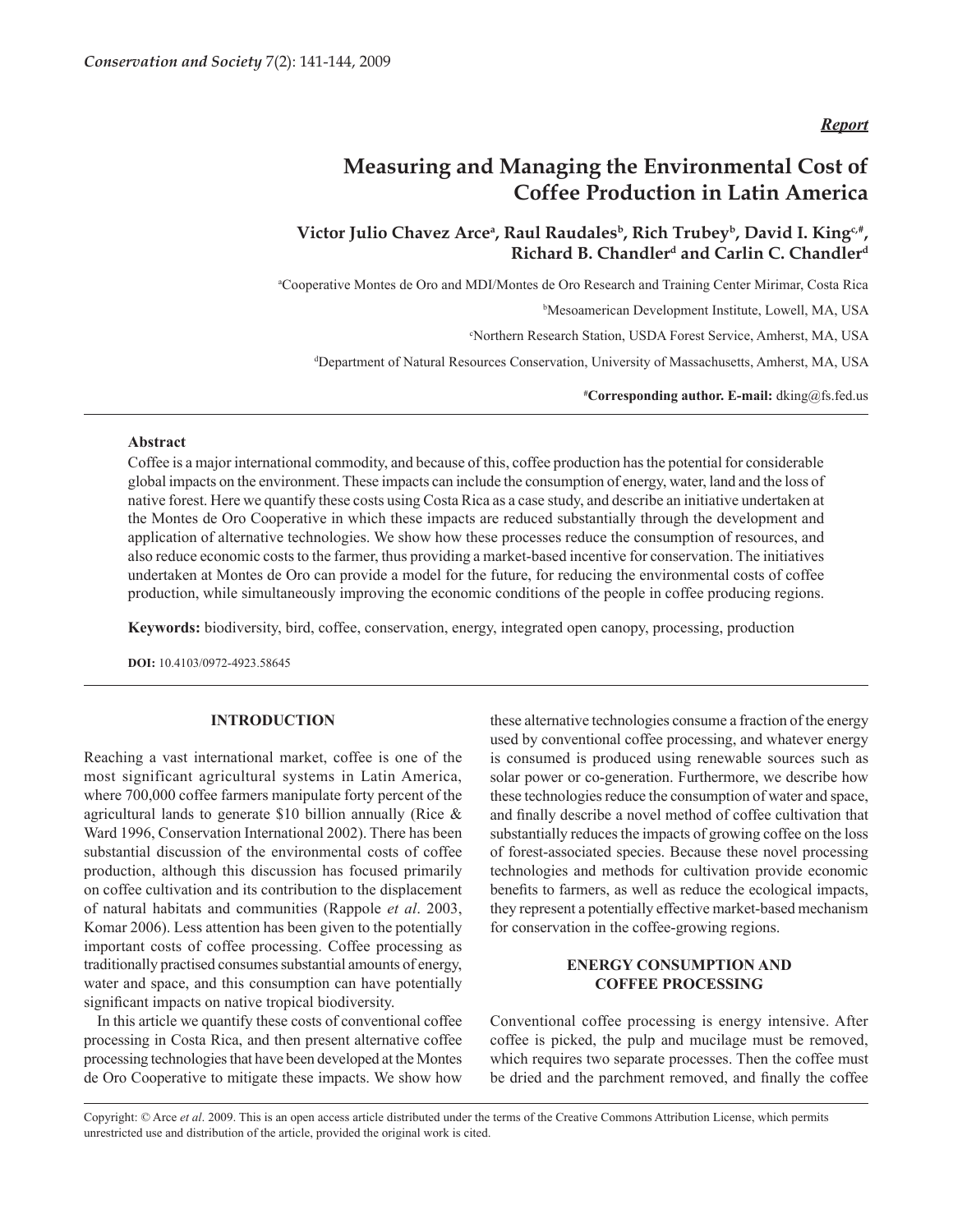*Report*

# Measuring and Managing the Environmental Cost of Coffee Production in Latin America

**Victor Julio Chavez Arce[a], Raul Raudales[b], Rich Trubey[b], David I. King[c,#], Richard B. Chandler[d] and Carlin C. Chandler[d]**

[a]Cooperative Montes de Oro and MDI/Montes de Oro Research and Training Center Mirimar, Costa Rica

[b]Mesoamerican Development Institute, Lowell, MA, USA

[c]Northern Research Station, USDA Forest Service, Amherst, MA, USA

[d]Department of Natural Resources Conservation, University of Massachusetts, Amherst, MA, USA

**[#]Corresponding author. E-mail:** dking@fs.fed.us

## Abstract

Coffee is a major international commodity, and because of this, coffee production has the potential for considerable global impacts on the environment. These impacts can include the consumption of energy, water, land and the loss of native forest. Here we quantify these costs using Costa Rica as a case study, and describe an initiative undertaken at the Montes de Oro Cooperative in which these impacts are reduced substantially through the development and application of alternative technologies. We show how these processes reduce the consumption of resources, and also reduce economic costs to the farmer, thus providing a market-based incentive for conservation. The initiatives undertaken at Montes de Oro can provide a model for the future, for reducing the environmental costs of coffee production, while simultaneously improving the economic conditions of the people in coffee producing regions.

**Keywords:** biodiversity, bird, coffee, conservation, energy, integrated open canopy, processing, production

**DOI:** 10.4103/0972-4923.58645

## INTRODUCTION

Reaching a vast international market, coffee is one of the most significant agricultural systems in Latin America, where 700,000 coffee farmers manipulate forty percent of the agricultural lands to generate $10 billion annually (Rice & Ward 1996, Conservation International 2002). There has been substantial discussion of the environmental costs of coffee production, although this discussion has focused primarily on coffee cultivation and its contribution to the displacement of natural habitats and communities (Rappole *et al*. 2003, Komar 2006). Less attention has been given to the potentially important costs of coffee processing. Coffee processing as traditionally practised consumes substantial amounts of energy, water and space, and this consumption can have potentially significant impacts on native tropical biodiversity.

In this article we quantify these costs of conventional coffee processing in Costa Rica, and then present alternative coffee processing technologies that have been developed at the Montes de Oro Cooperative to mitigate these impacts. We show how these alternative technologies consume a fraction of the energy used by conventional coffee processing, and whatever energy is consumed is produced using renewable sources such as solar power or co-generation. Furthermore, we describe how these technologies reduce the consumption of water and space, and finally describe a novel method of coffee cultivation that substantially reduces the impacts of growing coffee on the loss of forest-associated species. Because these novel processing technologies and methods for cultivation provide economic benefits to farmers, as well as reduce the ecological impacts, they represent a potentially effective market-based mechanism for conservation in the coffee-growing regions.

## ENERGY CONSUMPTION AND COFFEE PROCESSING

Conventional coffee processing is energy intensive. After coffee is picked, the pulp and mucilage must be removed, which requires two separate processes. Then the coffee must be dried and the parchment removed, and finally the coffee

Copyright: © Arce *et al*. 2009. This is an open access article distributed under the terms of the Creative Commons Attribution License, which permits unrestricted use and distribution of the article, provided the original work is cited.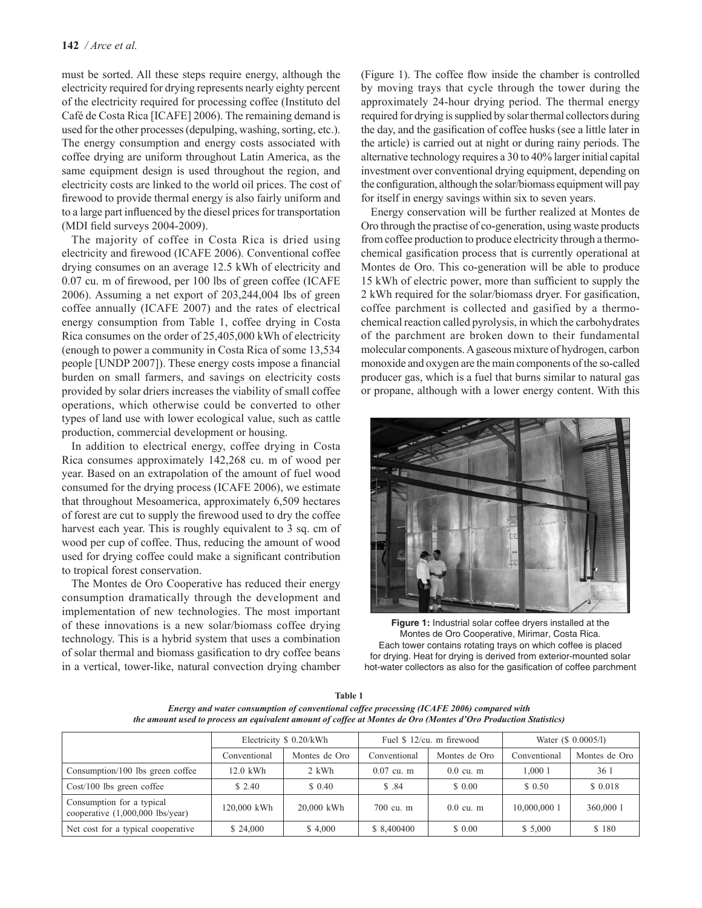must be sorted. All these steps require energy, although the electricity required for drying represents nearly eighty percent of the electricity required for processing coffee (Instituto del Café de Costa Rica [ICAFE] 2006). The remaining demand is used for the other processes (depulping, washing, sorting, etc.). The energy consumption and energy costs associated with coffee drying are uniform throughout Latin America, as the same equipment design is used throughout the region, and electricity costs are linked to the world oil prices. The cost of firewood to provide thermal energy is also fairly uniform and to a large part influenced by the diesel prices for transportation (MDI field surveys 2004-2009).

The majority of coffee in Costa Rica is dried using electricity and firewood (ICAFE 2006). Conventional coffee drying consumes on an average 12.5 kWh of electricity and 0.07 cu. m of firewood, per 100 lbs of green coffee (ICAFE 2006). Assuming a net export of 203,244,004 lbs of green coffee annually (ICAFE 2007) and the rates of electrical energy consumption from Table 1, coffee drying in Costa Rica consumes on the order of 25,405,000 kWh of electricity (enough to power a community in Costa Rica of some 13,534 people [UNDP 2007]). These energy costs impose a financial burden on small farmers, and savings on electricity costs provided by solar driers increases the viability of small coffee operations, which otherwise could be converted to other types of land use with lower ecological value, such as cattle production, commercial development or housing.

In addition to electrical energy, coffee drying in Costa Rica consumes approximately 142,268 cu. m of wood per year. Based on an extrapolation of the amount of fuel wood consumed for the drying process (ICAFE 2006), we estimate that throughout Mesoamerica, approximately 6,509 hectares of forest are cut to supply the firewood used to dry the coffee harvest each year. This is roughly equivalent to 3 sq. cm of wood per cup of coffee. Thus, reducing the amount of wood used for drying coffee could make a significant contribution to tropical forest conservation.

The Montes de Oro Cooperative has reduced their energy consumption dramatically through the development and implementation of new technologies. The most important of these innovations is a new solar/biomass coffee drying technology. This is a hybrid system that uses a combination of solar thermal and biomass gasification to dry coffee beans in a vertical, tower-like, natural convection drying chamber (Figure 1). The coffee flow inside the chamber is controlled by moving trays that cycle through the tower during the approximately 24-hour drying period. The thermal energy required for drying is supplied by solar thermal collectors during the day, and the gasification of coffee husks (see a little later in the article) is carried out at night or during rainy periods. The alternative technology requires a 30 to 40% larger initial capital investment over conventional drying equipment, depending on the configuration, although the solar/biomass equipment will pay for itself in energy savings within six to seven years.

Energy conservation will be further realized at Montes de Oro through the practise of co-generation, using waste products from coffee production to produce electricity through a thermo-chemical gasification process that is currently operational at Montes de Oro. This co-generation will be able to produce 15 kWh of electric power, more than sufficient to supply the 2 kWh required for the solar/biomass dryer. For gasification, coffee parchment is collected and gasified by a thermo-chemical reaction called pyrolysis, in which the carbohydrates of the parchment are broken down to their fundamental molecular components. A gaseous mixture of hydrogen, carbon monoxide and oxygen are the main components of the so-called producer gas, which is a fuel that burns similar to natural gas or propane, although with a lower energy content. With this

**Figure 1:** Industrial solar coffee dryers installed at the Montes de Oro Cooperative, Mirimar, Costa Rica. Each tower contains rotating trays on which coffee is placed for drying. Heat for drying is derived from exterior-mounted solar hot-water collectors as also for the gasification of coffee parchment

**Table 1**

***Energy and water consumption of conventional coffee processing (ICAFE 2006) compared with the amount used to process an equivalent amount of coffee at Montes de Oro (Montes d'Oro Production Statistics)***

| | Electricity $ 0.20/kWh | | Fuel $ 12/cu. m firewood | | Water ($ 0.0005/l) | |
|---|---|---|---|---|---|---|
| | Conventional | Montes de Oro | Conventional | Montes de Oro | Conventional | Montes de Oro |
| Consumption/100 lbs green coffee | 12.0 kWh | 2 kWh | 0.07 cu. m | 0.0 cu. m | 1,000 l | 36 l |
| Cost/100 lbs green coffee | $ 2.40 | $ 0.40 | $ .84 | $ 0.00 | $ 0.50 | $ 0.018 |
| Consumption for a typical cooperative (1,000,000 lbs/year) | 120,000 kWh | 20,000 kWh | 700 cu. m | 0.0 cu. m | 10,000,000 l | 360,000 l |
| Net cost for a typical cooperative | $ 24,000 | $ 4,000 | $ 8,400400 | $ 0.00 | $ 5,000 | $ 180 |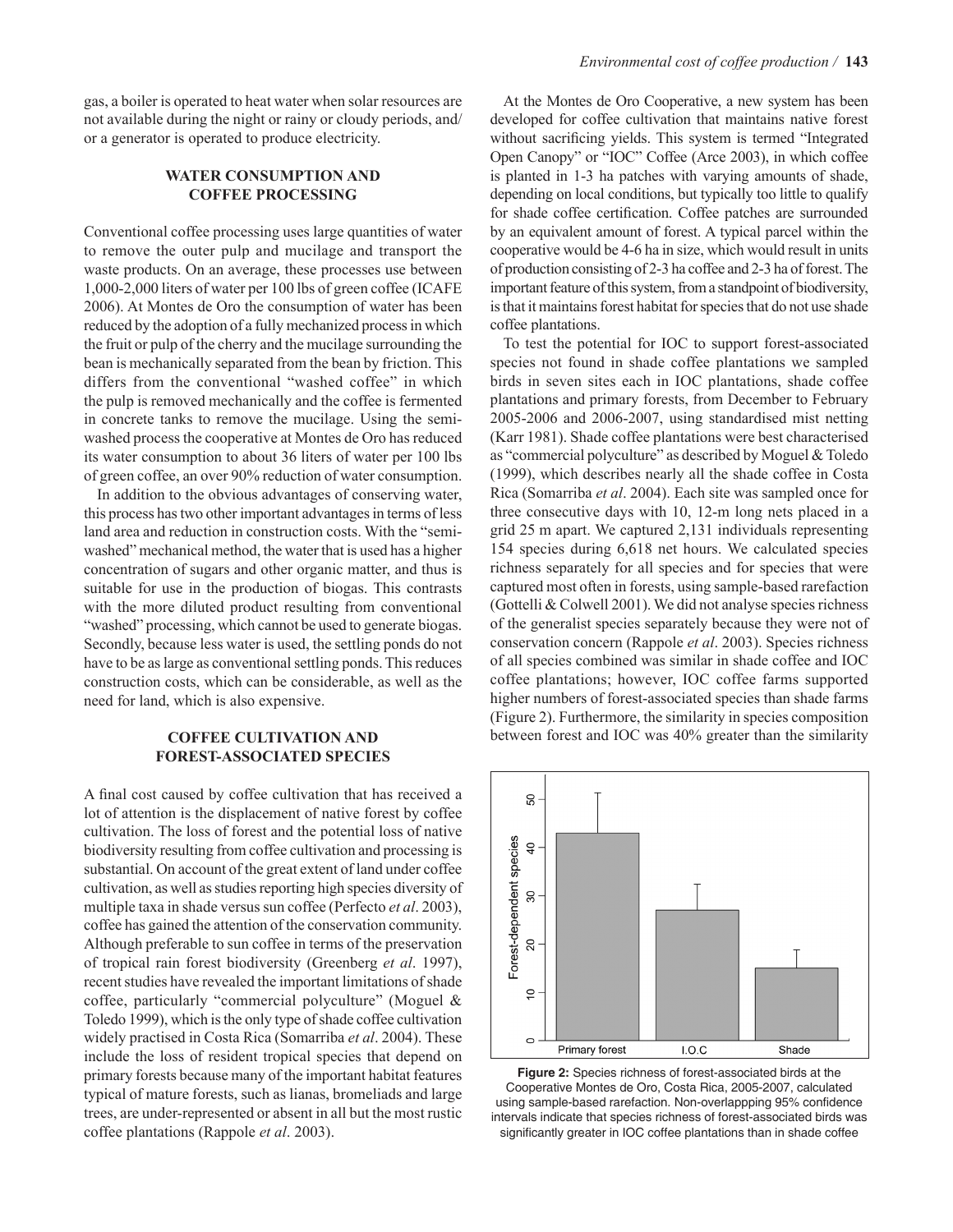gas, a boiler is operated to heat water when solar resources are not available during the night or rainy or cloudy periods, and/or a generator is operated to produce electricity.

## WATER CONSUMPTION AND COFFEE PROCESSING

Conventional coffee processing uses large quantities of water to remove the outer pulp and mucilage and transport the waste products. On an average, these processes use between 1,000-2,000 liters of water per 100 lbs of green coffee (ICAFE 2006). At Montes de Oro the consumption of water has been reduced by the adoption of a fully mechanized process in which the fruit or pulp of the cherry and the mucilage surrounding the bean is mechanically separated from the bean by friction. This differs from the conventional "washed coffee" in which the pulp is removed mechanically and the coffee is fermented in concrete tanks to remove the mucilage. Using the semi-washed process the cooperative at Montes de Oro has reduced its water consumption to about 36 liters of water per 100 lbs of green coffee, an over 90% reduction of water consumption.

In addition to the obvious advantages of conserving water, this process has two other important advantages in terms of less land area and reduction in construction costs. With the "semi-washed" mechanical method, the water that is used has a higher concentration of sugars and other organic matter, and thus is suitable for use in the production of biogas. This contrasts with the more diluted product resulting from conventional "washed" processing, which cannot be used to generate biogas. Secondly, because less water is used, the settling ponds do not have to be as large as conventional settling ponds. This reduces construction costs, which can be considerable, as well as the need for land, which is also expensive.

## COFFEE CULTIVATION AND FOREST-ASSOCIATED SPECIES

A final cost caused by coffee cultivation that has received a lot of attention is the displacement of native forest by coffee cultivation. The loss of forest and the potential loss of native biodiversity resulting from coffee cultivation and processing is substantial. On account of the great extent of land under coffee cultivation, as well as studies reporting high species diversity of multiple taxa in shade versus sun coffee (Perfecto *et al*. 2003), coffee has gained the attention of the conservation community. Although preferable to sun coffee in terms of the preservation of tropical rain forest biodiversity (Greenberg *et al*. 1997), recent studies have revealed the important limitations of shade coffee, particularly "commercial polyculture" (Moguel & Toledo 1999), which is the only type of shade coffee cultivation widely practised in Costa Rica (Somarriba *et al*. 2004). These include the loss of resident tropical species that depend on primary forests because many of the important habitat features typical of mature forests, such as lianas, bromeliads and large trees, are under-represented or absent in all but the most rustic coffee plantations (Rappole *et al*. 2003).

At the Montes de Oro Cooperative, a new system has been developed for coffee cultivation that maintains native forest without sacrificing yields. This system is termed "Integrated Open Canopy" or "IOC" Coffee (Arce 2003), in which coffee is planted in 1-3 ha patches with varying amounts of shade, depending on local conditions, but typically too little to qualify for shade coffee certification. Coffee patches are surrounded by an equivalent amount of forest. A typical parcel within the cooperative would be 4-6 ha in size, which would result in units of production consisting of 2-3 ha coffee and 2-3 ha of forest. The important feature of this system, from a standpoint of biodiversity, is that it maintains forest habitat for species that do not use shade coffee plantations.

To test the potential for IOC to support forest-associated species not found in shade coffee plantations we sampled birds in seven sites each in IOC plantations, shade coffee plantations and primary forests, from December to February 2005-2006 and 2006-2007, using standardised mist netting (Karr 1981). Shade coffee plantations were best characterised as "commercial polyculture" as described by Moguel & Toledo (1999), which describes nearly all the shade coffee in Costa Rica (Somarriba *et al*. 2004). Each site was sampled once for three consecutive days with 10, 12-m long nets placed in a grid 25 m apart. We captured 2,131 individuals representing 154 species during 6,618 net hours. We calculated species richness separately for all species and for species that were captured most often in forests, using sample-based rarefaction (Gottelli & Colwell 2001). We did not analyse species richness of the generalist species separately because they were not of conservation concern (Rappole *et al*. 2003). Species richness of all species combined was similar in shade coffee and IOC coffee plantations; however, IOC coffee farms supported higher numbers of forest-associated species than shade farms (Figure 2). Furthermore, the similarity in species composition between forest and IOC was 40% greater than the similarity

**Figure 2:** Species richness of forest-associated birds at the Cooperative Montes de Oro, Costa Rica, 2005-2007, calculated using sample-based rarefaction. Non-overlappping 95% confidence intervals indicate that species richness of forest-associated birds was significantly greater in IOC coffee plantations than in shade coffee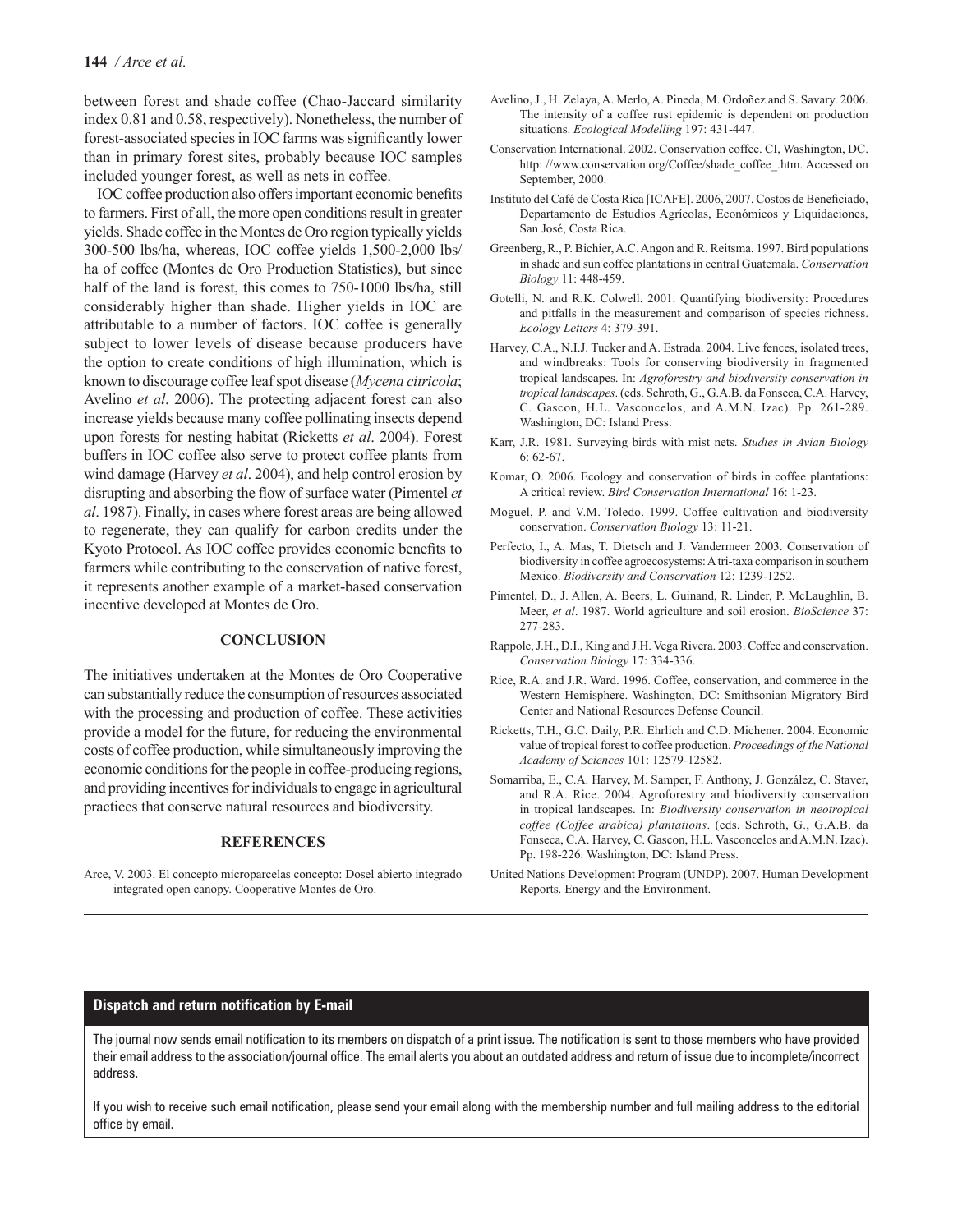between forest and shade coffee (Chao-Jaccard similarity index 0.81 and 0.58, respectively). Nonetheless, the number of forest-associated species in IOC farms was significantly lower than in primary forest sites, probably because IOC samples included younger forest, as well as nets in coffee.

IOC coffee production also offers important economic benefits to farmers. First of all, the more open conditions result in greater yields. Shade coffee in the Montes de Oro region typically yields 300-500 lbs/ha, whereas, IOC coffee yields 1,500-2,000 lbs/ha of coffee (Montes de Oro Production Statistics), but since half of the land is forest, this comes to 750-1000 lbs/ha, still considerably higher than shade. Higher yields in IOC are attributable to a number of factors. IOC coffee is generally subject to lower levels of disease because producers have the option to create conditions of high illumination, which is known to discourage coffee leaf spot disease (*Mycena citricola*; Avelino *et al*. 2006). The protecting adjacent forest can also increase yields because many coffee pollinating insects depend upon forests for nesting habitat (Ricketts *et al*. 2004). Forest buffers in IOC coffee also serve to protect coffee plants from wind damage (Harvey *et al*. 2004), and help control erosion by disrupting and absorbing the flow of surface water (Pimentel *et al*. 1987). Finally, in cases where forest areas are being allowed to regenerate, they can qualify for carbon credits under the Kyoto Protocol. As IOC coffee provides economic benefits to farmers while contributing to the conservation of native forest, it represents another example of a market-based conservation incentive developed at Montes de Oro.

## CONCLUSION

The initiatives undertaken at the Montes de Oro Cooperative can substantially reduce the consumption of resources associated with the processing and production of coffee. These activities provide a model for the future, for reducing the environmental costs of coffee production, while simultaneously improving the economic conditions for the people in coffee-producing regions, and providing incentives for individuals to engage in agricultural practices that conserve natural resources and biodiversity.

## REFERENCES

Arce, V. 2003. El concepto microparcelas concepto: Dosel abierto integrado integrated open canopy. Cooperative Montes de Oro.

Avelino, J., H. Zelaya, A. Merlo, A. Pineda, M. Ordoñez and S. Savary. 2006. The intensity of a coffee rust epidemic is dependent on production situations. *Ecological Modelling* 197: 431-447.

Conservation International. 2002. Conservation coffee. CI, Washington, DC. http: //www.conservation.org/Coffee/shade_coffee_.htm. Accessed on September, 2000.

Instituto del Café de Costa Rica [ICAFE]. 2006, 2007. Costos de Beneficiado, Departamento de Estudios Agrícolas, Económicos y Liquidaciones, San José, Costa Rica.

Greenberg, R., P. Bichier, A.C. Angon and R. Reitsma. 1997. Bird populations in shade and sun coffee plantations in central Guatemala. *Conservation Biology* 11: 448-459.

Gotelli, N. and R.K. Colwell. 2001. Quantifying biodiversity: Procedures and pitfalls in the measurement and comparison of species richness. *Ecology Letters* 4: 379-391.

Harvey, C.A., N.I.J. Tucker and A. Estrada. 2004. Live fences, isolated trees, and windbreaks: Tools for conserving biodiversity in fragmented tropical landscapes. In: *Agroforestry and biodiversity conservation in tropical landscapes*. (eds. Schroth, G., G.A.B. da Fonseca, C.A. Harvey, C. Gascon, H.L. Vasconcelos, and A.M.N. Izac). Pp. 261-289. Washington, DC: Island Press.

Karr, J.R. 1981. Surveying birds with mist nets. *Studies in Avian Biology* 6: 62-67.

Komar, O. 2006. Ecology and conservation of birds in coffee plantations: A critical review. *Bird Conservation International* 16: 1-23.

Moguel, P. and V.M. Toledo. 1999. Coffee cultivation and biodiversity conservation. *Conservation Biology* 13: 11-21.

Perfecto, I., A. Mas, T. Dietsch and J. Vandermeer 2003. Conservation of biodiversity in coffee agroecosystems: A tri-taxa comparison in southern Mexico. *Biodiversity and Conservation* 12: 1239-1252.

Pimentel, D., J. Allen, A. Beers, L. Guinand, R. Linder, P. McLaughlin, B. Meer, *et al*. 1987. World agriculture and soil erosion. *BioScience* 37: 277-283.

Rappole, J.H., D.I., King and J.H. Vega Rivera. 2003. Coffee and conservation. *Conservation Biology* 17: 334-336.

Rice, R.A. and J.R. Ward. 1996. Coffee, conservation, and commerce in the Western Hemisphere. Washington, DC: Smithsonian Migratory Bird Center and National Resources Defense Council.

Ricketts, T.H., G.C. Daily, P.R. Ehrlich and C.D. Michener. 2004. Economic value of tropical forest to coffee production. *Proceedings of the National Academy of Sciences* 101: 12579-12582.

Somarriba, E., C.A. Harvey, M. Samper, F. Anthony, J. González, C. Staver, and R.A. Rice. 2004. Agroforestry and biodiversity conservation in tropical landscapes. In: *Biodiversity conservation in neotropical coffee (Coffee arabica) plantations*. (eds. Schroth, G., G.A.B. da Fonseca, C.A. Harvey, C. Gascon, H.L. Vasconcelos and A.M.N. Izac). Pp. 198-226. Washington, DC: Island Press.

United Nations Development Program (UNDP). 2007. Human Development Reports. Energy and the Environment.

**Dispatch and return notification by E-mail**

The journal now sends email notification to its members on dispatch of a print issue. The notification is sent to those members who have provided their email address to the association/journal office. The email alerts you about an outdated address and return of issue due to incomplete/incorrect address.

If you wish to receive such email notification, please send your email along with the membership number and full mailing address to the editorial office by email.